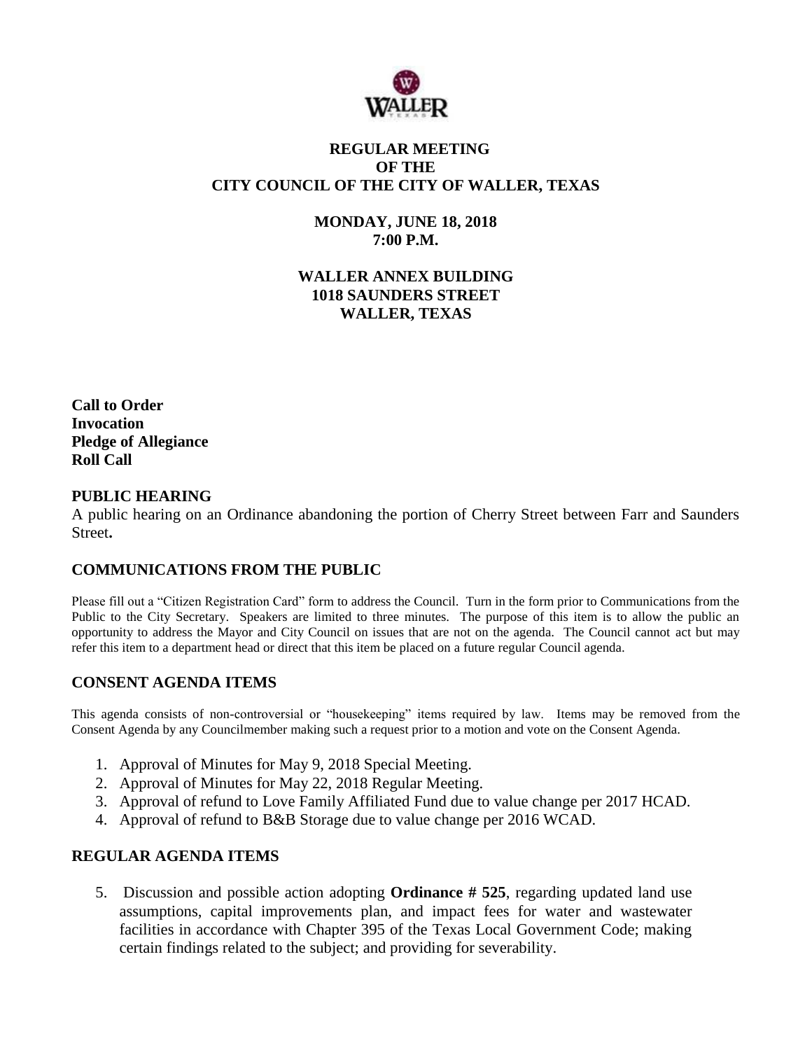# REGULAR MEETING
# OF THE
# CITY COUNCIL OF THE CITY OF WALLER, TEXAS

## MONDAY, JUNE 18, 2018
## 7:00 P.M.

## WALLER ANNEX BUILDING
## 1018 SAUNDERS STREET
## WALLER, TEXAS

**Call to Order**
**Invocation**
**Pledge of Allegiance**
**Roll Call**

## PUBLIC HEARING

A public hearing on an Ordinance abandoning the portion of Cherry Street between Farr and Saunders Street**.**

## COMMUNICATIONS FROM THE PUBLIC

Please fill out a "Citizen Registration Card" form to address the Council. Turn in the form prior to Communications from the Public to the City Secretary. Speakers are limited to three minutes. The purpose of this item is to allow the public an opportunity to address the Mayor and City Council on issues that are not on the agenda. The Council cannot act but may refer this item to a department head or direct that this item be placed on a future regular Council agenda.

## CONSENT AGENDA ITEMS

This agenda consists of non-controversial or "housekeeping" items required by law. Items may be removed from the Consent Agenda by any Councilmember making such a request prior to a motion and vote on the Consent Agenda.

1. Approval of Minutes for May 9, 2018 Special Meeting.
2. Approval of Minutes for May 22, 2018 Regular Meeting.
3. Approval of refund to Love Family Affiliated Fund due to value change per 2017 HCAD.
4. Approval of refund to B&B Storage due to value change per 2016 WCAD.

## REGULAR AGENDA ITEMS

5. Discussion and possible action adopting **Ordinance # 525**, regarding updated land use assumptions, capital improvements plan, and impact fees for water and wastewater facilities in accordance with Chapter 395 of the Texas Local Government Code; making certain findings related to the subject; and providing for severability.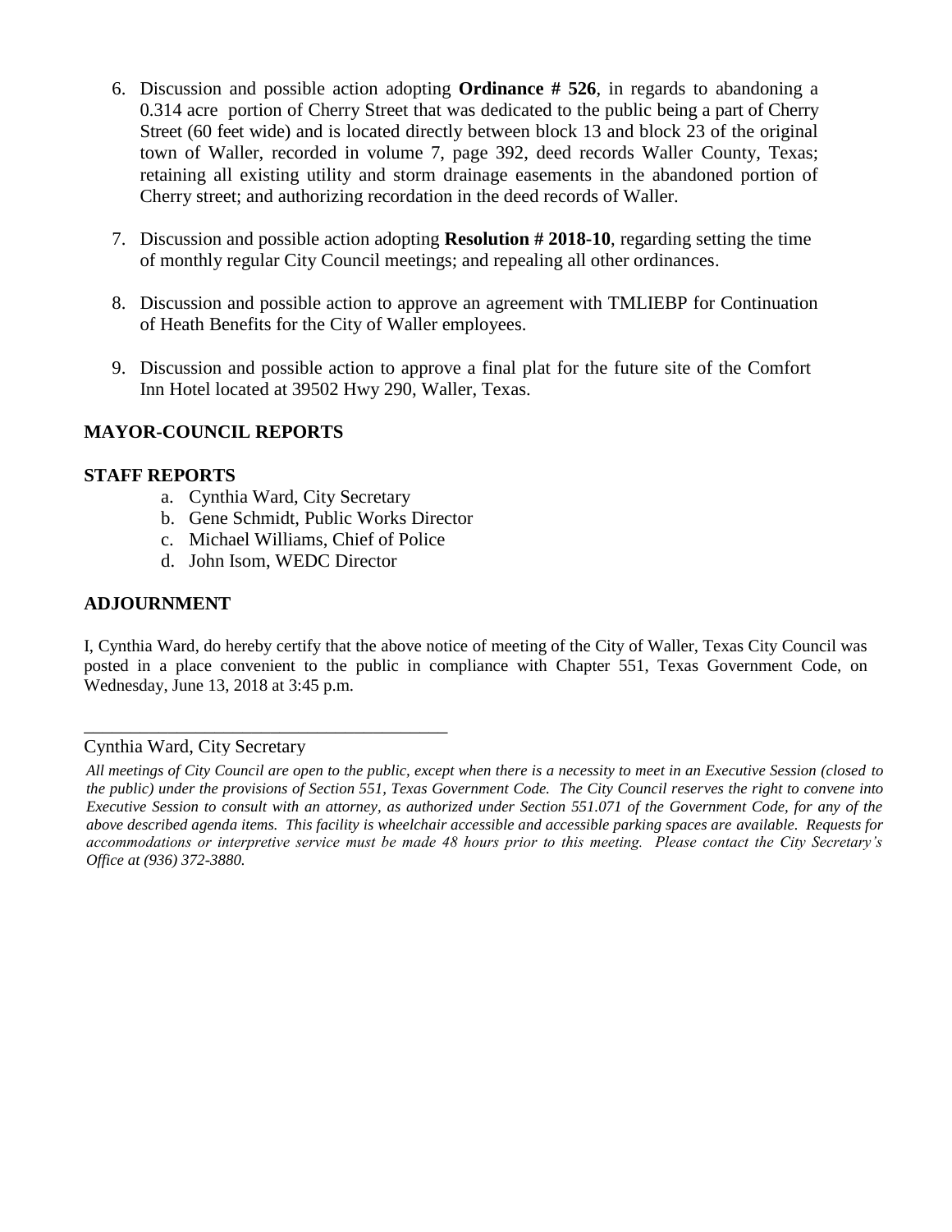6. Discussion and possible action adopting **Ordinance # 526**, in regards to abandoning a 0.314 acre portion of Cherry Street that was dedicated to the public being a part of Cherry Street (60 feet wide) and is located directly between block 13 and block 23 of the original town of Waller, recorded in volume 7, page 392, deed records Waller County, Texas; retaining all existing utility and storm drainage easements in the abandoned portion of Cherry street; and authorizing recordation in the deed records of Waller.

7. Discussion and possible action adopting **Resolution # 2018-10**, regarding setting the time of monthly regular City Council meetings; and repealing all other ordinances.

8. Discussion and possible action to approve an agreement with TMLIEBP for Continuation of Heath Benefits for the City of Waller employees.

9. Discussion and possible action to approve a final plat for the future site of the Comfort Inn Hotel located at 39502 Hwy 290, Waller, Texas.

## MAYOR-COUNCIL REPORTS

## STAFF REPORTS

a. Cynthia Ward, City Secretary
b. Gene Schmidt, Public Works Director
c. Michael Williams, Chief of Police
d. John Isom, WEDC Director

## ADJOURNMENT

I, Cynthia Ward, do hereby certify that the above notice of meeting of the City of Waller, Texas City Council was posted in a place convenient to the public in compliance with Chapter 551, Texas Government Code, on Wednesday, June 13, 2018 at 3:45 p.m.

\_\_\_\_\_\_\_\_\_\_\_\_\_\_\_\_\_\_\_\_\_\_\_\_\_\_\_\_\_\_\_\_\_\_\_\_\_\_\_\_

Cynthia Ward, City Secretary

*All meetings of City Council are open to the public, except when there is a necessity to meet in an Executive Session (closed to the public) under the provisions of Section 551, Texas Government Code. The City Council reserves the right to convene into Executive Session to consult with an attorney, as authorized under Section 551.071 of the Government Code, for any of the above described agenda items. This facility is wheelchair accessible and accessible parking spaces are available. Requests for accommodations or interpretive service must be made 48 hours prior to this meeting. Please contact the City Secretary's Office at (936) 372-3880.*